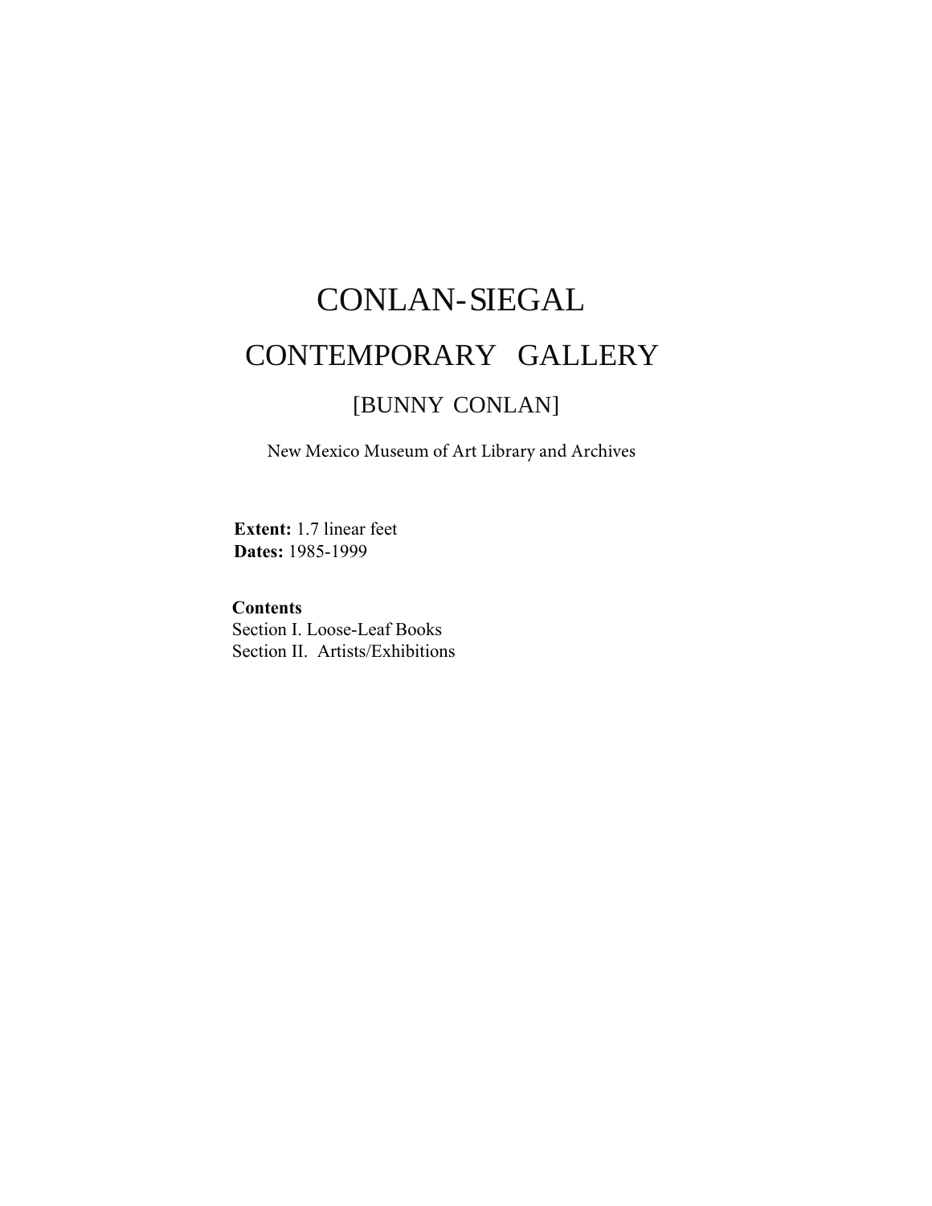# CONLAN-SIEGAL

# CONTEMPORARY GALLERY

## [BUNNY CONLAN]

New Mexico Museum of Art Library and Archives

**Extent:** 1.7 linear feet
**Dates:** 1985-1999

**Contents**
Section I. Loose-Leaf Books
Section II. Artists/Exhibitions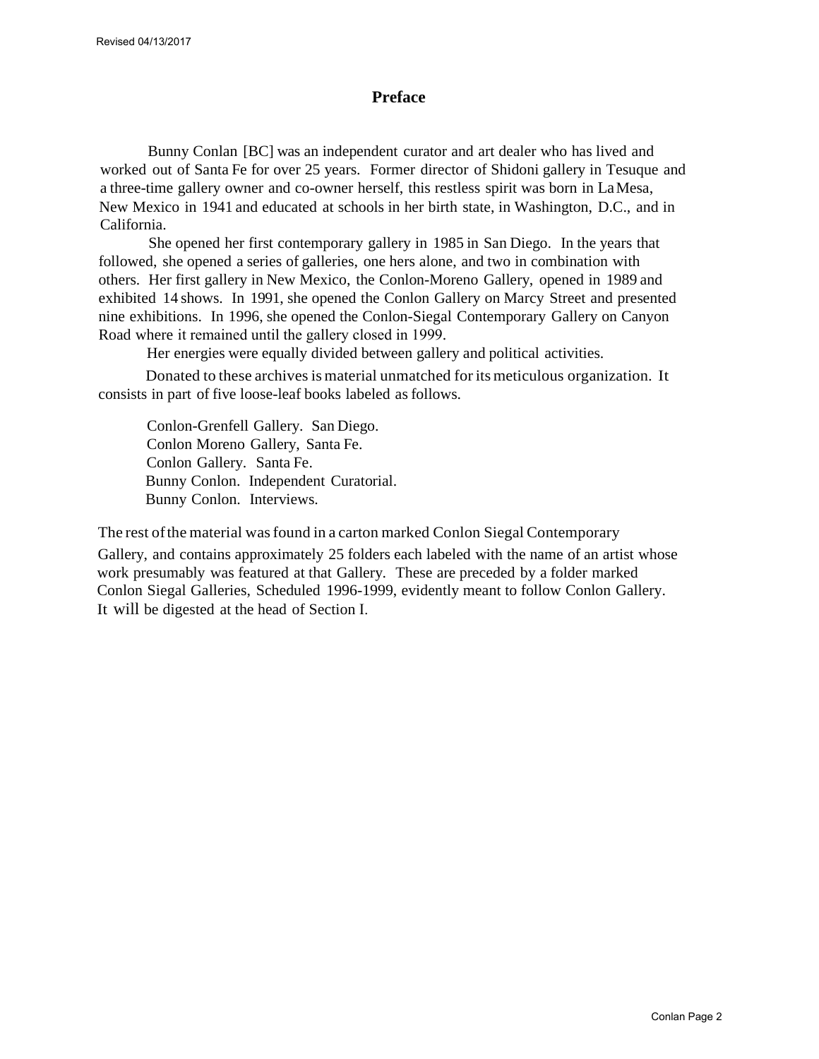## Preface

Bunny Conlan [BC] was an independent curator and art dealer who has lived and worked out of Santa Fe for over 25 years. Former director of Shidoni gallery in Tesuque and a three-time gallery owner and co-owner herself, this restless spirit was born in La Mesa, New Mexico in 1941 and educated at schools in her birth state, in Washington, D.C., and in California.

She opened her first contemporary gallery in 1985 in San Diego. In the years that followed, she opened a series of galleries, one hers alone, and two in combination with others. Her first gallery in New Mexico, the Conlon-Moreno Gallery, opened in 1989 and exhibited 14 shows. In 1991, she opened the Conlon Gallery on Marcy Street and presented nine exhibitions. In 1996, she opened the Conlon-Siegal Contemporary Gallery on Canyon Road where it remained until the gallery closed in 1999.

Her energies were equally divided between gallery and political activities.

Donated to these archives is material unmatched for its meticulous organization. It consists in part of five loose-leaf books labeled as follows.

Conlon-Grenfell Gallery. San Diego.
Conlon Moreno Gallery, Santa Fe.
Conlon Gallery. Santa Fe.
Bunny Conlon. Independent Curatorial.
Bunny Conlon. Interviews.

The rest of the material was found in a carton marked Conlon Siegal Contemporary Gallery, and contains approximately 25 folders each labeled with the name of an artist whose work presumably was featured at that Gallery. These are preceded by a folder marked Conlon Siegal Galleries, Scheduled 1996-1999, evidently meant to follow Conlon Gallery. It will be digested at the head of Section I.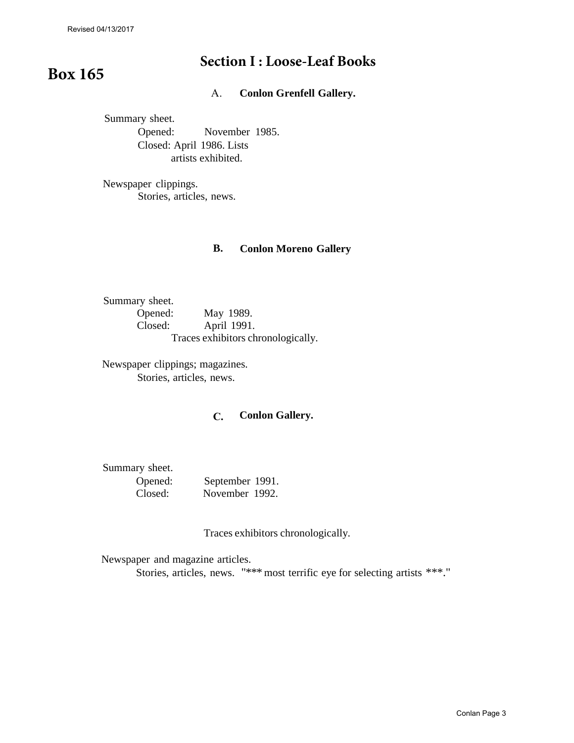Revised 04/13/2017

# Box 165

## Section I : Loose-Leaf Books

### A. **Conlon Grenfell Gallery.**

Summary sheet.
Opened: November 1985.
Closed: April 1986. Lists artists exhibited.

Newspaper clippings.
Stories, articles, news.

### B. **Conlon Moreno Gallery**

Summary sheet.
Opened: May 1989.
Closed: April 1991.
Traces exhibitors chronologically.

Newspaper clippings; magazines.
Stories, articles, news.

### C. **Conlon Gallery.**

Summary sheet.
Opened: September 1991.
Closed: November 1992.

Traces exhibitors chronologically.

Newspaper and magazine articles.
Stories, articles, news. "*** most terrific eye for selecting artists ***."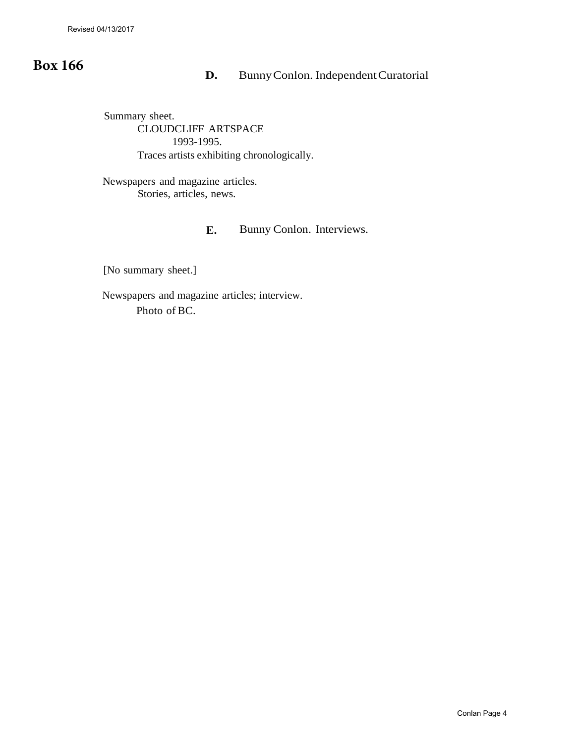## Box 166

### D. Bunny Conlon. Independent Curatorial

Summary sheet.

CLOUDCLIFF ARTSPACE

1993-1995.

Traces artists exhibiting chronologically.

Newspapers and magazine articles.

Stories, articles, news.

### E. Bunny Conlon. Interviews.

[No summary sheet.]

Newspapers and magazine articles; interview.

Photo of BC.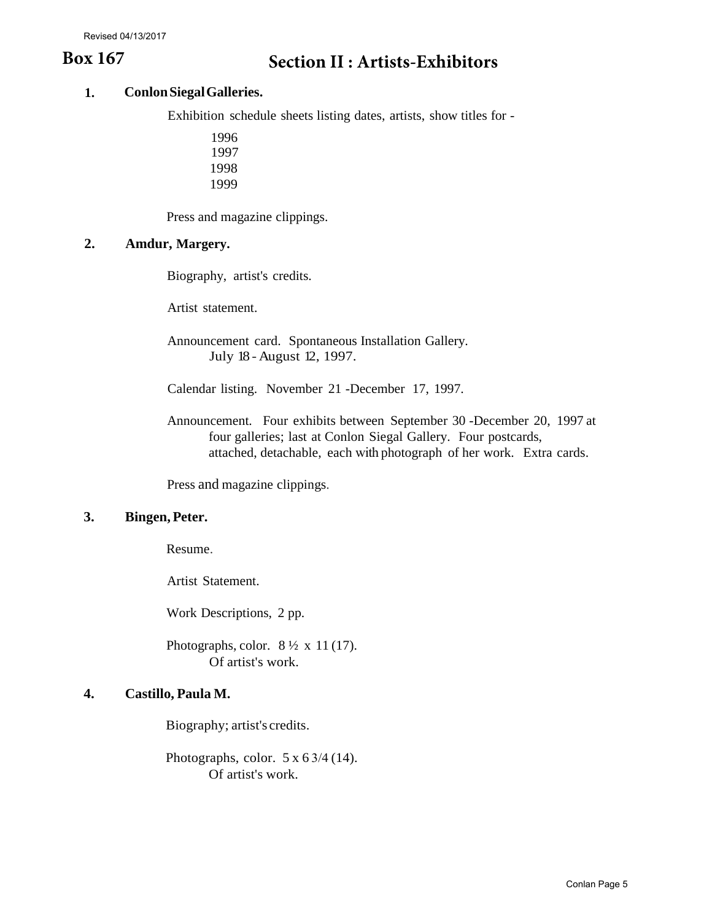Revised 04/13/2017

# Box 167

## Section II : Artists-Exhibitors

**1. Conlon Siegal Galleries.**

Exhibition schedule sheets listing dates, artists, show titles for -

1996
1997
1998
1999

Press and magazine clippings.

**2. Amdur, Margery.**

Biography, artist's credits.

Artist statement.

Announcement card. Spontaneous Installation Gallery.
July 18 - August 12, 1997.

Calendar listing. November 21 -December 17, 1997.

Announcement. Four exhibits between September 30 -December 20, 1997 at four galleries; last at Conlon Siegal Gallery. Four postcards, attached, detachable, each with photograph of her work. Extra cards.

Press and magazine clippings.

**3. Bingen, Peter.**

Resume.

Artist Statement.

Work Descriptions, 2 pp.

Photographs, color. 8 ½ x 11 (17).
Of artist's work.

**4. Castillo, Paula M.**

Biography; artist's credits.

Photographs, color. 5 x 6 3/4 (14).
Of artist's work.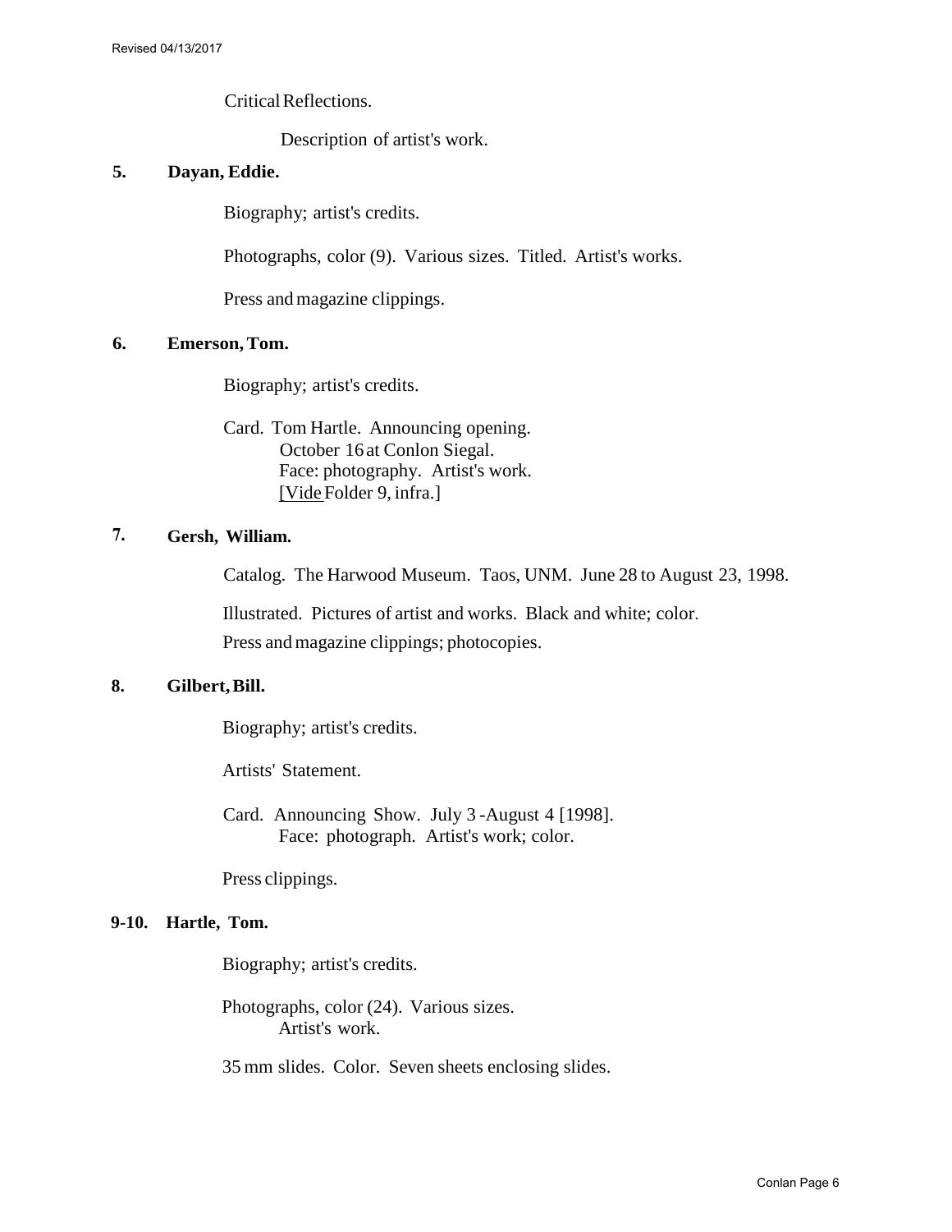Critical Reflections.

Description of artist's work.

**5. Dayan, Eddie.**

Biography; artist's credits.

Photographs, color (9). Various sizes. Titled. Artist's works.

Press and magazine clippings.

**6. Emerson, Tom.**

Biography; artist's credits.

Card. Tom Hartle. Announcing opening.
October 16 at Conlon Siegal.
Face: photography. Artist's work.
[Vide Folder 9, infra.]

**7. Gersh, William.**

Catalog. The Harwood Museum. Taos, UNM. June 28 to August 23, 1998.

Illustrated. Pictures of artist and works. Black and white; color.

Press and magazine clippings; photocopies.

**8. Gilbert, Bill.**

Biography; artist's credits.

Artists' Statement.

Card. Announcing Show. July 3 -August 4 [1998].
Face: photograph. Artist's work; color.

Press clippings.

**9-10. Hartle, Tom.**

Biography; artist's credits.

Photographs, color (24). Various sizes.
Artist's work.

35 mm slides. Color. Seven sheets enclosing slides.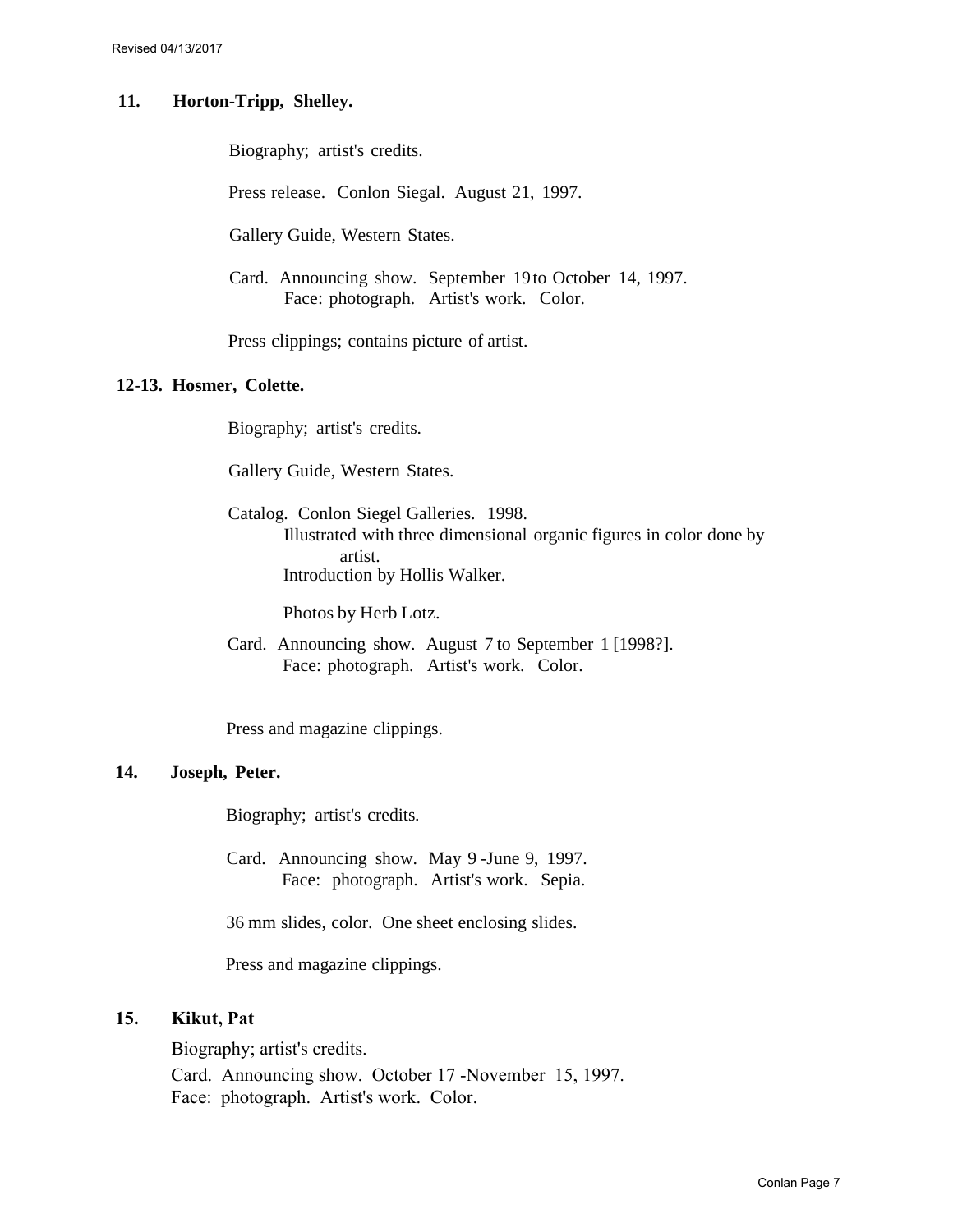**11. Horton-Tripp, Shelley.**

Biography; artist's credits.

Press release. Conlon Siegal. August 21, 1997.

Gallery Guide, Western States.

Card. Announcing show. September 19 to October 14, 1997.
Face: photograph. Artist's work. Color.

Press clippings; contains picture of artist.

**12-13. Hosmer, Colette.**

Biography; artist's credits.

Gallery Guide, Western States.

Catalog. Conlon Siegel Galleries. 1998.
Illustrated with three dimensional organic figures in color done by artist.
Introduction by Hollis Walker.

Photos by Herb Lotz.

Card. Announcing show. August 7 to September 1 [1998?].
Face: photograph. Artist's work. Color.

Press and magazine clippings.

**14. Joseph, Peter.**

Biography; artist's credits.

Card. Announcing show. May 9 -June 9, 1997.
Face: photograph. Artist's work. Sepia.

36 mm slides, color. One sheet enclosing slides.

Press and magazine clippings.

**15. Kikut, Pat**

Biography; artist's credits.

Card. Announcing show. October 17 -November 15, 1997.
Face: photograph. Artist's work. Color.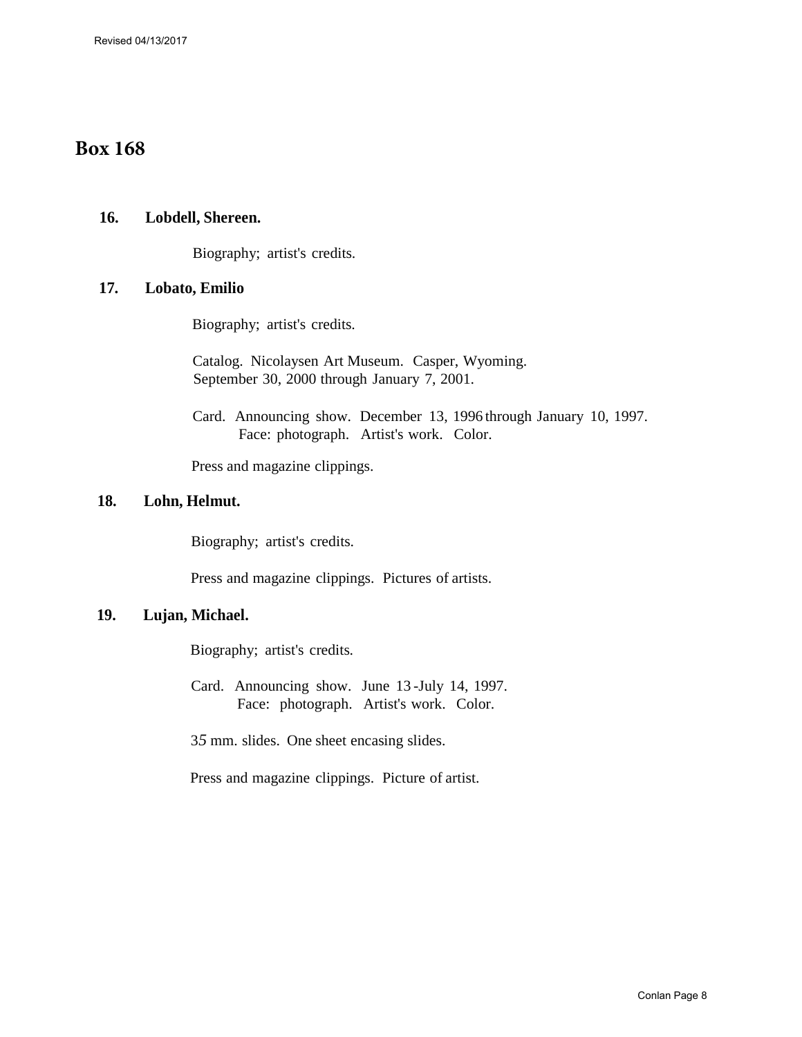## Box 168

**16. Lobdell, Shereen.**

Biography; artist's credits.

**17. Lobato, Emilio**

Biography; artist's credits.

Catalog. Nicolaysen Art Museum. Casper, Wyoming. September 30, 2000 through January 7, 2001.

Card. Announcing show. December 13, 1996 through January 10, 1997. Face: photograph. Artist's work. Color.

Press and magazine clippings.

**18. Lohn, Helmut.**

Biography; artist's credits.

Press and magazine clippings. Pictures of artists.

**19. Lujan, Michael.**

Biography; artist's credits.

Card. Announcing show. June 13-July 14, 1997. Face: photograph. Artist's work. Color.

35 mm. slides. One sheet encasing slides.

Press and magazine clippings. Picture of artist.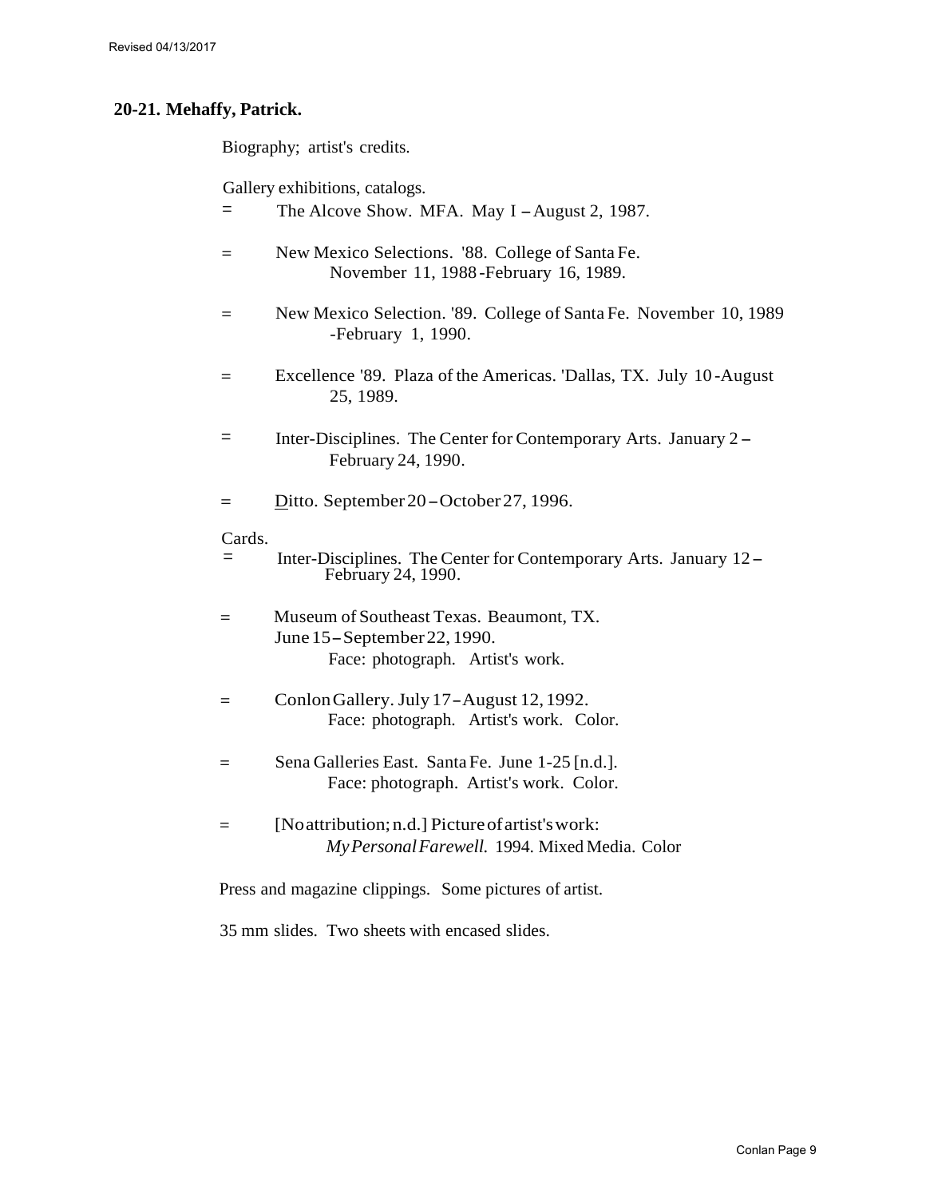## 20-21. Mehaffy, Patrick.

Biography; artist's credits.

Gallery exhibitions, catalogs.

= The Alcove Show. MFA. May I – August 2, 1987.

= New Mexico Selections. '88. College of Santa Fe. November 11, 1988 -February 16, 1989.

= New Mexico Selection. '89. College of Santa Fe. November 10, 1989 -February 1, 1990.

= Excellence '89. Plaza of the Americas. 'Dallas, TX. July 10 -August 25, 1989.

= Inter-Disciplines. The Center for Contemporary Arts. January 2 – February 24, 1990.

= Ditto. September 20 – October 27, 1996.

Cards.

= Inter-Disciplines. The Center for Contemporary Arts. January 12 – February 24, 1990.

= Museum of Southeast Texas. Beaumont, TX. June 15 – September 22, 1990.
Face: photograph. Artist's work.

= Conlon Gallery. July 17 – August 12, 1992.
Face: photograph. Artist's work. Color.

= Sena Galleries East. Santa Fe. June 1-25 [n.d.].
Face: photograph. Artist's work. Color.

= [No attribution; n.d.] Picture of artist's work:
*My Personal Farewell.* 1994. Mixed Media. Color

Press and magazine clippings. Some pictures of artist.

35 mm slides. Two sheets with encased slides.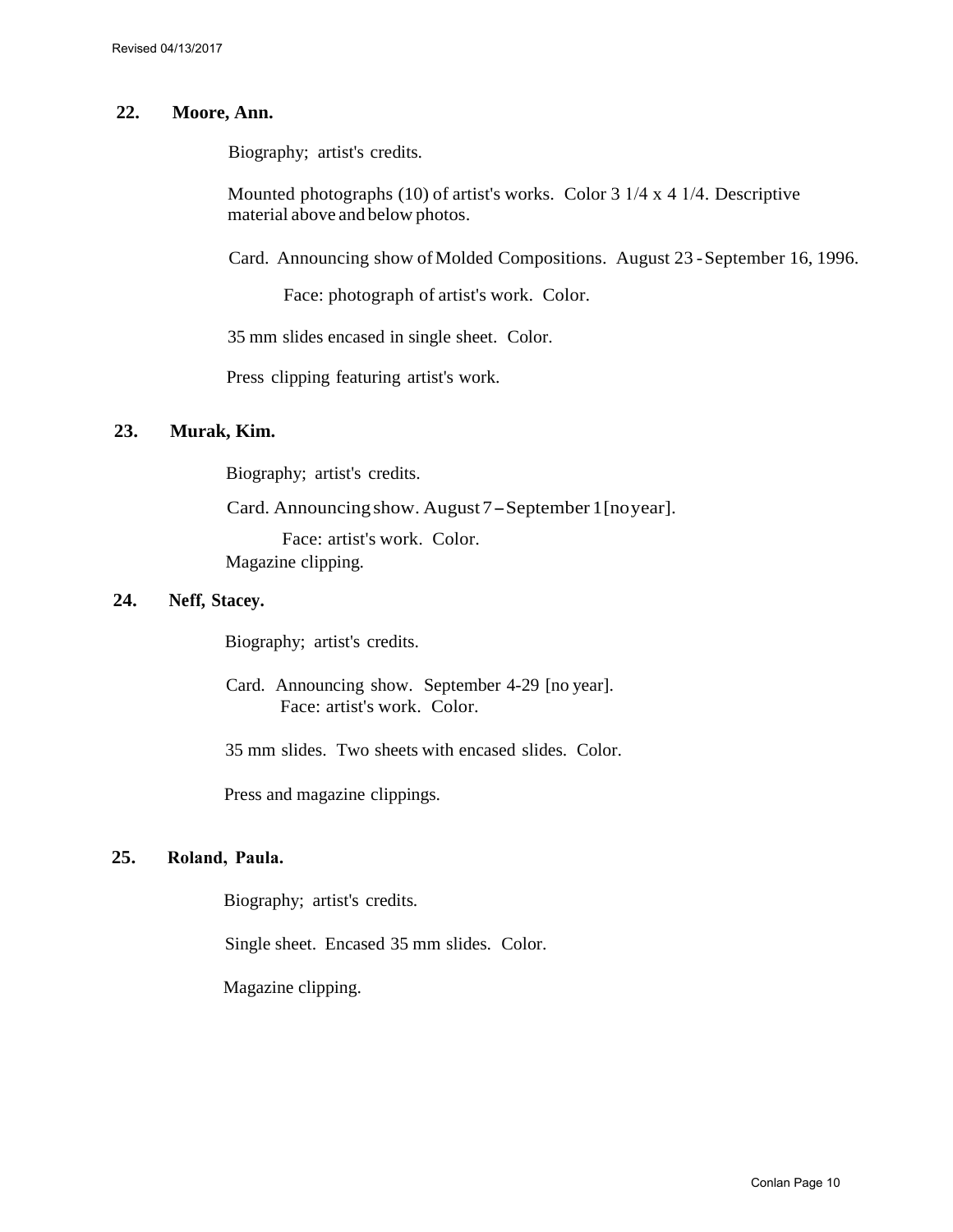**22. Moore, Ann.**

Biography; artist's credits.

Mounted photographs (10) of artist's works. Color 3 1/4 x 4 1/4. Descriptive material above and below photos.

Card. Announcing show of Molded Compositions. August 23 - September 16, 1996.

Face: photograph of artist's work. Color.

35 mm slides encased in single sheet. Color.

Press clipping featuring artist's work.

**23. Murak, Kim.**

Biography; artist's credits.

Card. Announcing show. August 7 – September 1 [no year].

Face: artist's work. Color.

Magazine clipping.

**24. Neff, Stacey.**

Biography; artist's credits.

Card. Announcing show. September 4-29 [no year].

Face: artist's work. Color.

35 mm slides. Two sheets with encased slides. Color.

Press and magazine clippings.

**25. Roland, Paula.**

Biography; artist's credits.

Single sheet. Encased 35 mm slides. Color.

Magazine clipping.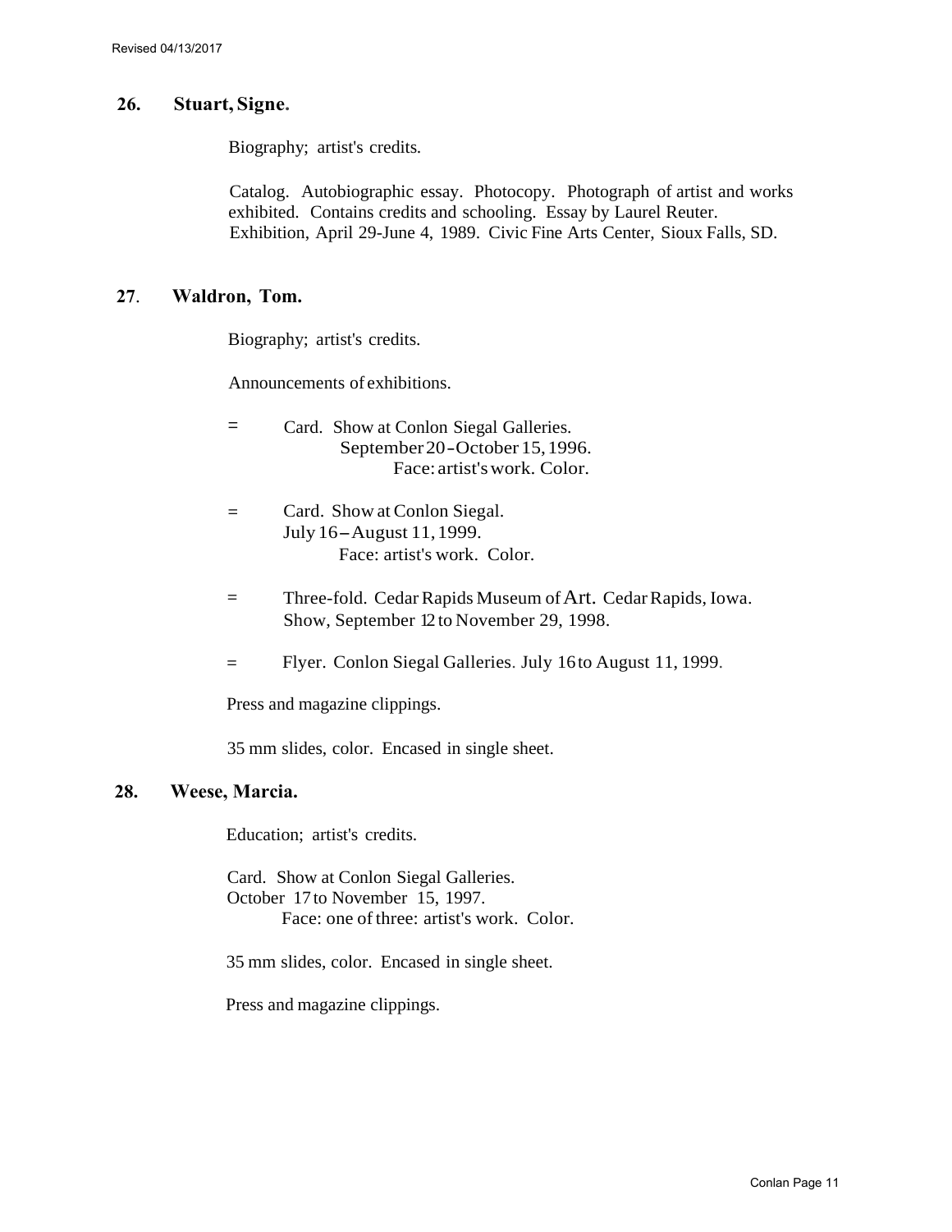## 26. Stuart, Signe.

Biography; artist's credits.

Catalog. Autobiographic essay. Photocopy. Photograph of artist and works exhibited. Contains credits and schooling. Essay by Laurel Reuter. Exhibition, April 29-June 4, 1989. Civic Fine Arts Center, Sioux Falls, SD.

## 27. Waldron, Tom.

Biography; artist's credits.

Announcements of exhibitions.

= Card. Show at Conlon Siegal Galleries.
September 20-October 15, 1996.
Face: artist's work. Color.

= Card. Show at Conlon Siegal.
July 16–August 11, 1999.
Face: artist's work. Color.

= Three-fold. Cedar Rapids Museum of Art. Cedar Rapids, Iowa.
Show, September 12 to November 29, 1998.

= Flyer. Conlon Siegal Galleries. July 16 to August 11, 1999.

Press and magazine clippings.

35 mm slides, color. Encased in single sheet.

## 28. Weese, Marcia.

Education; artist's credits.

Card. Show at Conlon Siegal Galleries.
October 17 to November 15, 1997.
Face: one of three: artist's work. Color.

35 mm slides, color. Encased in single sheet.

Press and magazine clippings.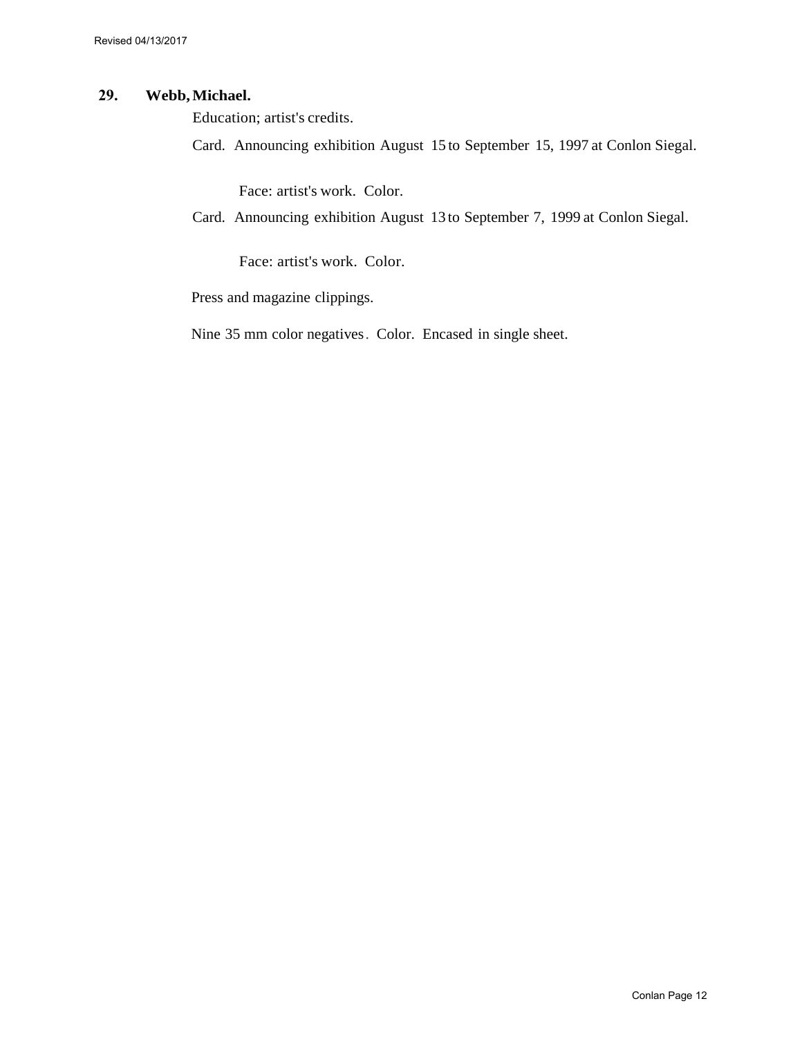**29. Webb, Michael.**

Education; artist's credits.

Card. Announcing exhibition August 15 to September 15, 1997 at Conlon Siegal.

Face: artist's work. Color.

Card. Announcing exhibition August 13 to September 7, 1999 at Conlon Siegal.

Face: artist's work. Color.

Press and magazine clippings.

Nine 35 mm color negatives. Color. Encased in single sheet.